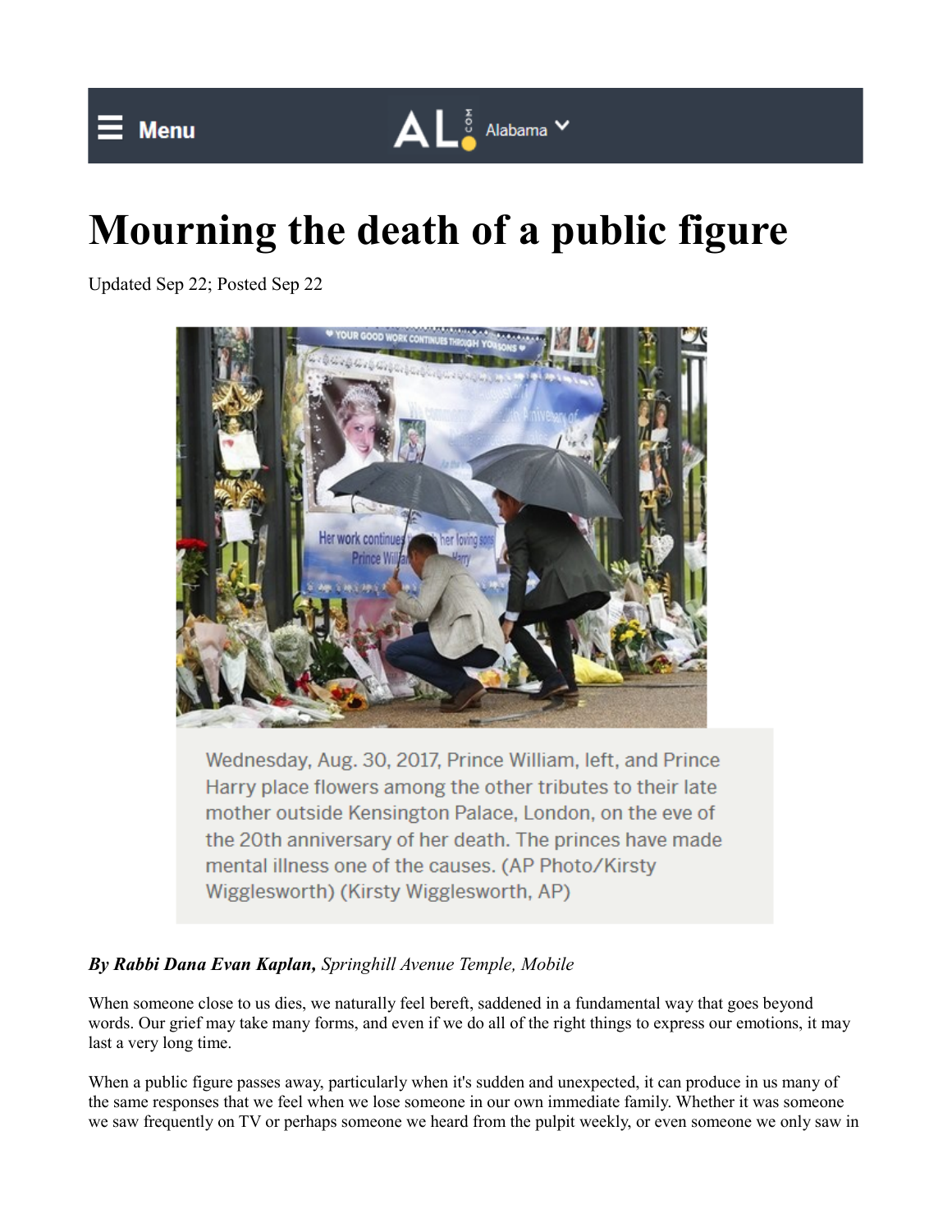Menu | AL.com Alabama

# Mourning the death of a public figure

Updated Sep 22; Posted Sep 22

Wednesday, Aug. 30, 2017, Prince William, left, and Prince Harry place flowers among the other tributes to their late mother outside Kensington Palace, London, on the eve of the 20th anniversary of her death. The princes have made mental illness one of the causes. (AP Photo/Kirsty Wigglesworth) (Kirsty Wigglesworth, AP)

***By Rabbi Dana Evan Kaplan,*** *Springhill Avenue Temple, Mobile*

When someone close to us dies, we naturally feel bereft, saddened in a fundamental way that goes beyond words. Our grief may take many forms, and even if we do all of the right things to express our emotions, it may last a very long time.

When a public figure passes away, particularly when it's sudden and unexpected, it can produce in us many of the same responses that we feel when we lose someone in our own immediate family. Whether it was someone we saw frequently on TV or perhaps someone we heard from the pulpit weekly, or even someone we only saw in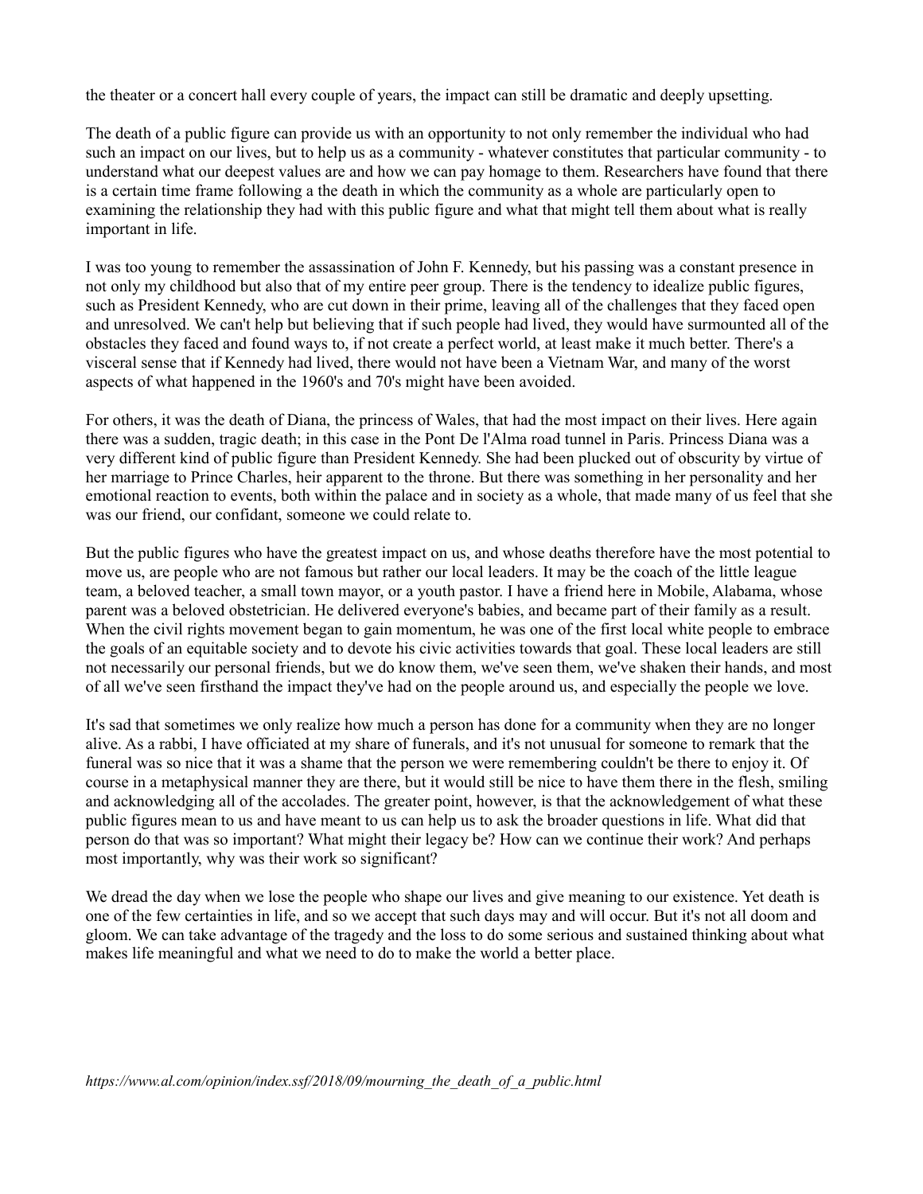the theater or a concert hall every couple of years, the impact can still be dramatic and deeply upsetting.

The death of a public figure can provide us with an opportunity to not only remember the individual who had such an impact on our lives, but to help us as a community - whatever constitutes that particular community - to understand what our deepest values are and how we can pay homage to them. Researchers have found that there is a certain time frame following a the death in which the community as a whole are particularly open to examining the relationship they had with this public figure and what that might tell them about what is really important in life.

I was too young to remember the assassination of John F. Kennedy, but his passing was a constant presence in not only my childhood but also that of my entire peer group. There is the tendency to idealize public figures, such as President Kennedy, who are cut down in their prime, leaving all of the challenges that they faced open and unresolved. We can't help but believing that if such people had lived, they would have surmounted all of the obstacles they faced and found ways to, if not create a perfect world, at least make it much better. There's a visceral sense that if Kennedy had lived, there would not have been a Vietnam War, and many of the worst aspects of what happened in the 1960's and 70's might have been avoided.

For others, it was the death of Diana, the princess of Wales, that had the most impact on their lives. Here again there was a sudden, tragic death; in this case in the Pont De l'Alma road tunnel in Paris. Princess Diana was a very different kind of public figure than President Kennedy. She had been plucked out of obscurity by virtue of her marriage to Prince Charles, heir apparent to the throne. But there was something in her personality and her emotional reaction to events, both within the palace and in society as a whole, that made many of us feel that she was our friend, our confidant, someone we could relate to.

But the public figures who have the greatest impact on us, and whose deaths therefore have the most potential to move us, are people who are not famous but rather our local leaders. It may be the coach of the little league team, a beloved teacher, a small town mayor, or a youth pastor. I have a friend here in Mobile, Alabama, whose parent was a beloved obstetrician. He delivered everyone's babies, and became part of their family as a result. When the civil rights movement began to gain momentum, he was one of the first local white people to embrace the goals of an equitable society and to devote his civic activities towards that goal. These local leaders are still not necessarily our personal friends, but we do know them, we've seen them, we've shaken their hands, and most of all we've seen firsthand the impact they've had on the people around us, and especially the people we love.

It's sad that sometimes we only realize how much a person has done for a community when they are no longer alive. As a rabbi, I have officiated at my share of funerals, and it's not unusual for someone to remark that the funeral was so nice that it was a shame that the person we were remembering couldn't be there to enjoy it. Of course in a metaphysical manner they are there, but it would still be nice to have them there in the flesh, smiling and acknowledging all of the accolades. The greater point, however, is that the acknowledgement of what these public figures mean to us and have meant to us can help us to ask the broader questions in life. What did that person do that was so important? What might their legacy be? How can we continue their work? And perhaps most importantly, why was their work so significant?

We dread the day when we lose the people who shape our lives and give meaning to our existence. Yet death is one of the few certainties in life, and so we accept that such days may and will occur. But it's not all doom and gloom. We can take advantage of the tragedy and the loss to do some serious and sustained thinking about what makes life meaningful and what we need to do to make the world a better place.

*https://www.al.com/opinion/index.ssf/2018/09/mourning_the_death_of_a_public.html*